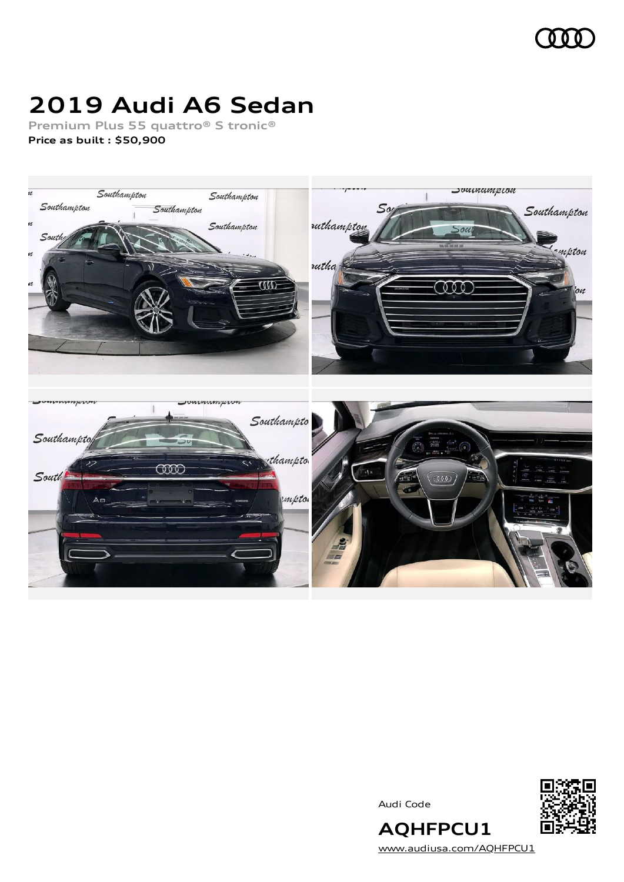# 2019 Audi A6 Sedan

**Premium Plus 55 quattro® S tronic®**

**Price as built : $50,900**

Audi Code

**AQHFPCU1**

www.audiusa.com/AQHFPCU1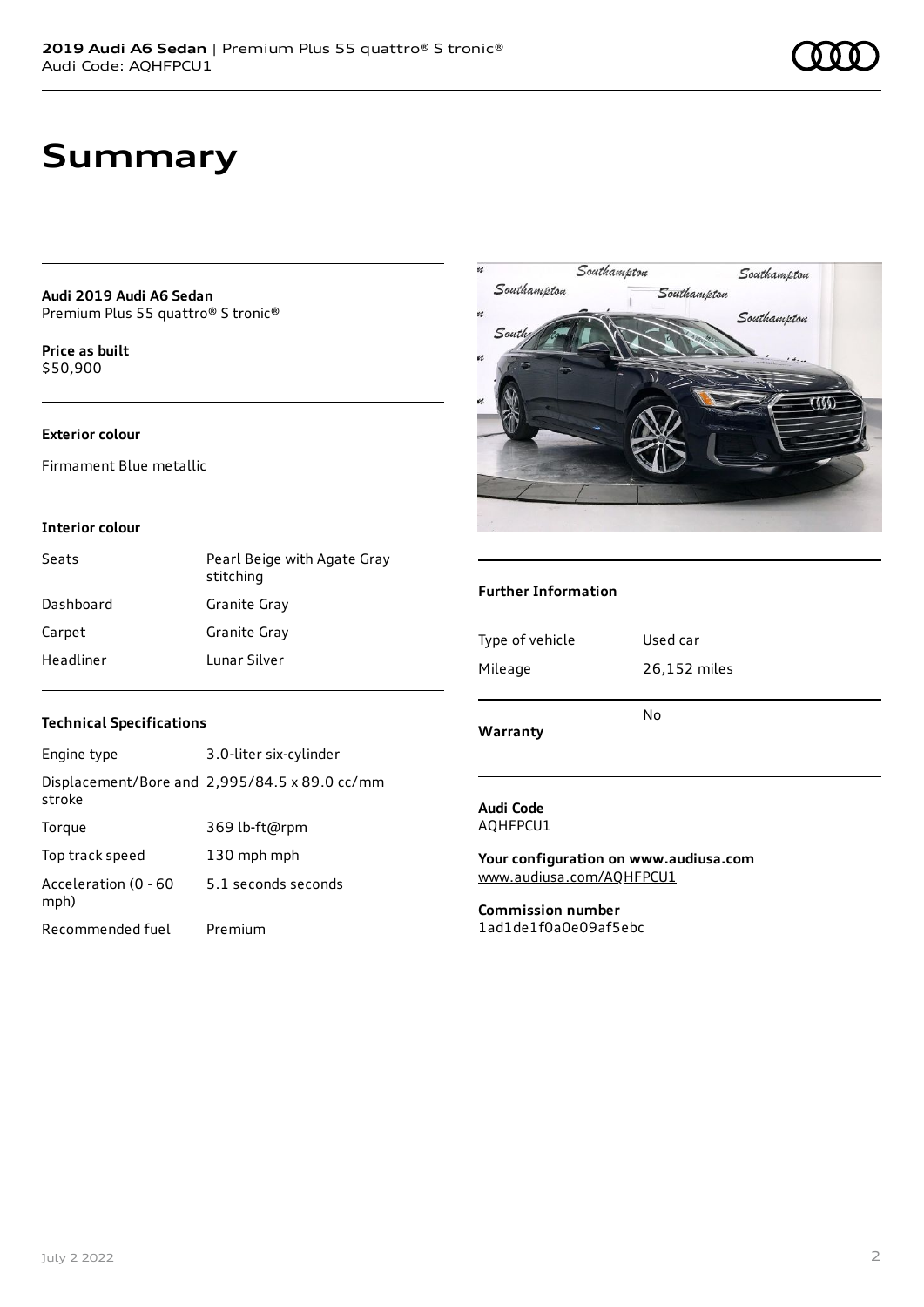# Summary

**Audi 2019 Audi A6 Sedan**
Premium Plus 55 quattro® S tronic®

**Price as built**
$50,900

### Exterior colour

Firmament Blue metallic

### Interior colour

| | |
|---|---|
| Seats | Pearl Beige with Agate Gray stitching |
| Dashboard | Granite Gray |
| Carpet | Granite Gray |
| Headliner | Lunar Silver |

### Technical Specifications

| | |
|---|---|
| Engine type | 3.0-liter six-cylinder |
| Displacement/Bore and stroke | 2,995/84.5 x 89.0 cc/mm |
| Torque | 369 lb-ft@rpm |
| Top track speed | 130 mph mph |
| Acceleration (0 - 60 mph) | 5.1 seconds seconds |
| Recommended fuel | Premium |

### Further Information

| | |
|---|---|
| Type of vehicle | Used car |
| Mileage | 26,152 miles |
| Warranty | No |

**Audi Code**
AQHFPCU1

**Your configuration on www.audiusa.com**
www.audiusa.com/AQHFPCU1

**Commission number**
1ad1de1f0a0e09af5ebc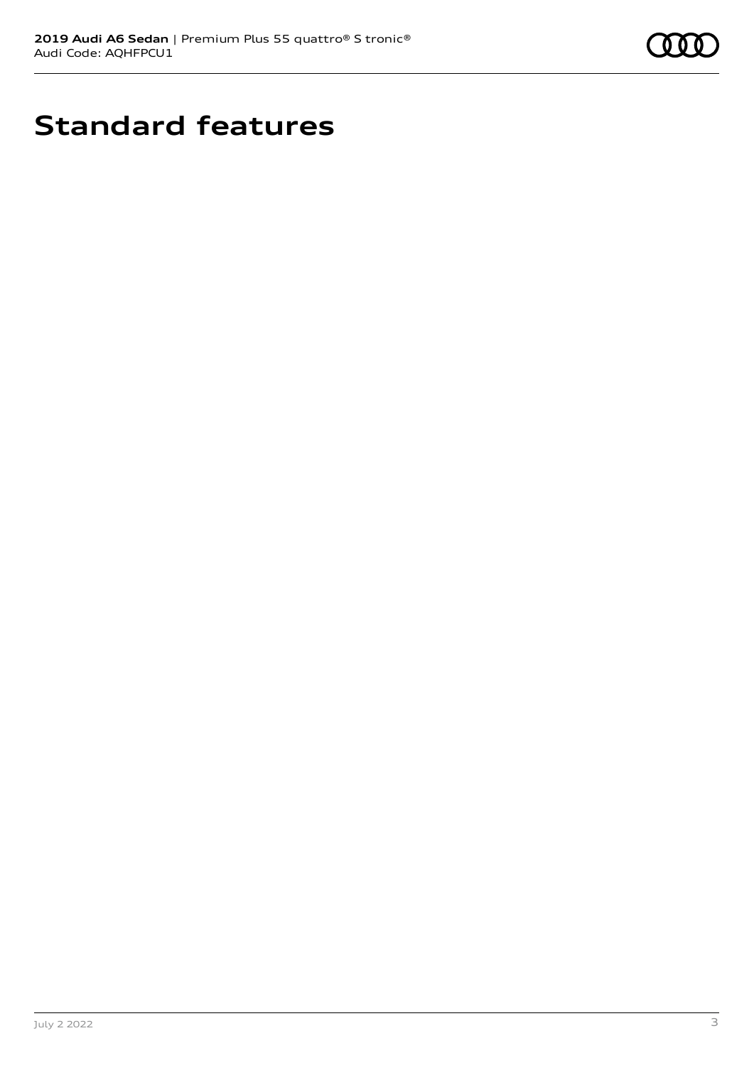# Standard features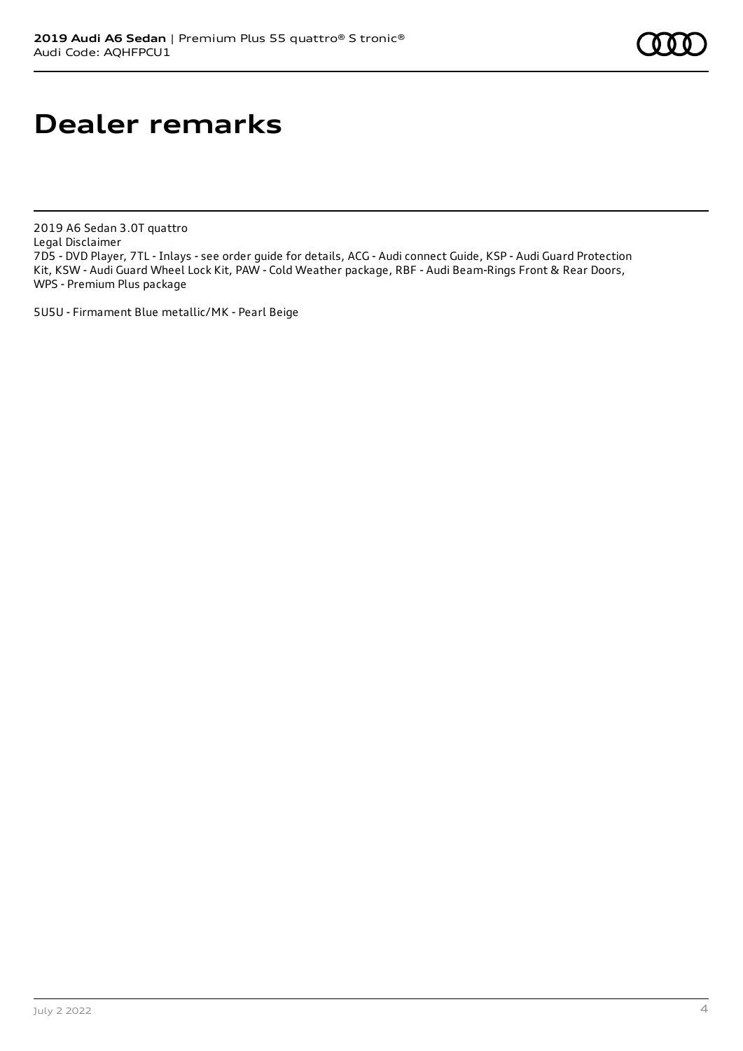# Dealer remarks

2019 A6 Sedan 3.0T quattro
Legal Disclaimer
7D5 - DVD Player, 7TL - Inlays - see order guide for details, ACG - Audi connect Guide, KSP - Audi Guard Protection Kit, KSW - Audi Guard Wheel Lock Kit, PAW - Cold Weather package, RBF - Audi Beam-Rings Front & Rear Doors, WPS - Premium Plus package

5U5U - Firmament Blue metallic/MK - Pearl Beige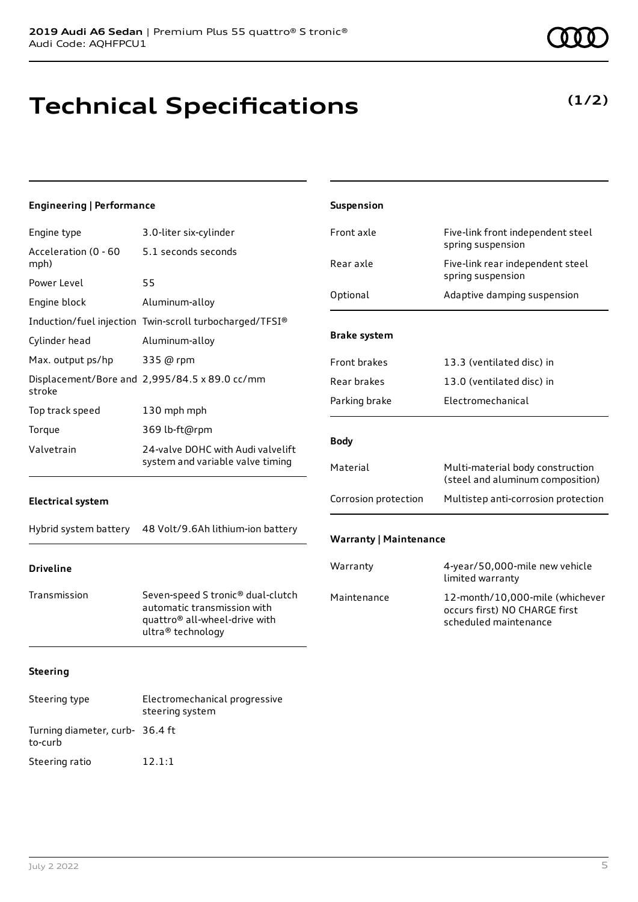**2019 Audi A6 Sedan** | Premium Plus 55 quattro® S tronic®
Audi Code: AQHFPCU1

# Technical Specifications

**(1/2)**

### Engineering | Performance

| | |
|---|---|
| Engine type | 3.0-liter six-cylinder |
| Acceleration (0 - 60 mph) | 5.1 seconds seconds |
| Power Level | 55 |
| Engine block | Aluminum-alloy |
| Induction/fuel injection | Twin-scroll turbocharged/TFSI® |
| Cylinder head | Aluminum-alloy |
| Max. output ps/hp | 335 @ rpm |
| Displacement/Bore and stroke | 2,995/84.5 x 89.0 cc/mm |
| Top track speed | 130 mph mph |
| Torque | 369 lb-ft@rpm |
| Valvetrain | 24-valve DOHC with Audi valvelift system and variable valve timing |

### Electrical system

| | |
|---|---|
| Hybrid system battery | 48 Volt/9.6Ah lithium-ion battery |

### Driveline

| | |
|---|---|
| Transmission | Seven-speed S tronic® dual-clutch automatic transmission with quattro® all-wheel-drive with ultra® technology |

### Steering

| | |
|---|---|
| Steering type | Electromechanical progressive steering system |
| Turning diameter, curb-to-curb | 36.4 ft |
| Steering ratio | 12.1:1 |

### Suspension

| | |
|---|---|
| Front axle | Five-link front independent steel spring suspension |
| Rear axle | Five-link rear independent steel spring suspension |
| Optional | Adaptive damping suspension |

### Brake system

| | |
|---|---|
| Front brakes | 13.3 (ventilated disc) in |
| Rear brakes | 13.0 (ventilated disc) in |
| Parking brake | Electromechanical |

### Body

| | |
|---|---|
| Material | Multi-material body construction (steel and aluminum composition) |
| Corrosion protection | Multistep anti-corrosion protection |

### Warranty | Maintenance

| | |
|---|---|
| Warranty | 4-year/50,000-mile new vehicle limited warranty |
| Maintenance | 12-month/10,000-mile (whichever occurs first) NO CHARGE first scheduled maintenance |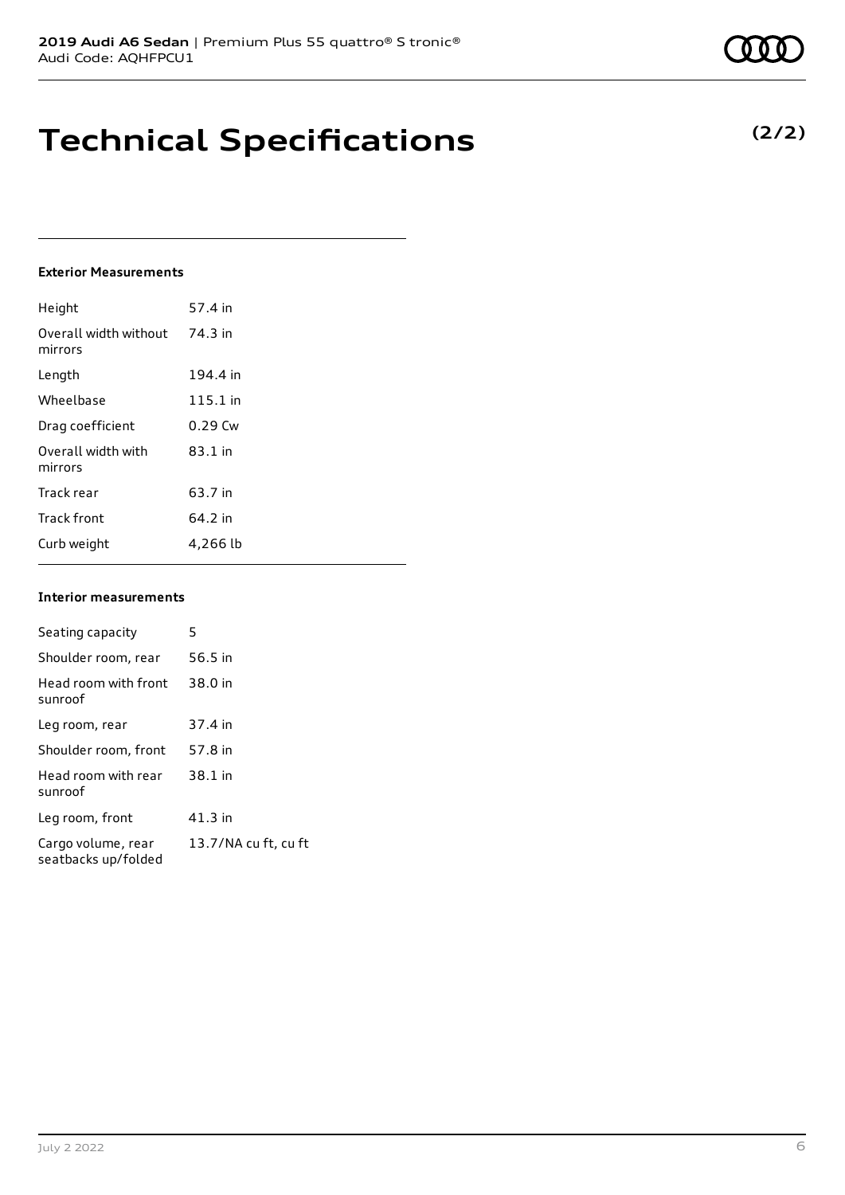# Technical Specifications

**(2/2)**

### Exterior Measurements

| | |
|---|---|
| Height | 57.4 in |
| Overall width without mirrors | 74.3 in |
| Length | 194.4 in |
| Wheelbase | 115.1 in |
| Drag coefficient | 0.29 Cw |
| Overall width with mirrors | 83.1 in |
| Track rear | 63.7 in |
| Track front | 64.2 in |
| Curb weight | 4,266 lb |

### Interior measurements

| | |
|---|---|
| Seating capacity | 5 |
| Shoulder room, rear | 56.5 in |
| Head room with front sunroof | 38.0 in |
| Leg room, rear | 37.4 in |
| Shoulder room, front | 57.8 in |
| Head room with rear sunroof | 38.1 in |
| Leg room, front | 41.3 in |
| Cargo volume, rear seatbacks up/folded | 13.7/NA cu ft, cu ft |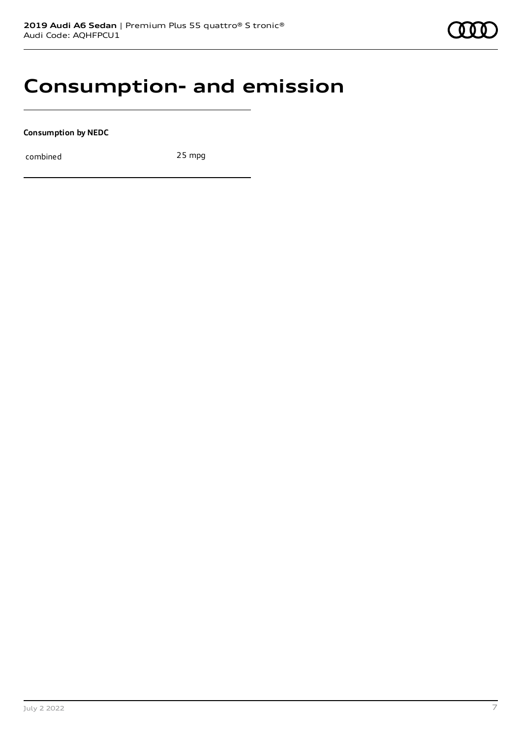# Consumption- and emission

**Consumption by NEDC**

| combined | 25 mpg |
|---|---|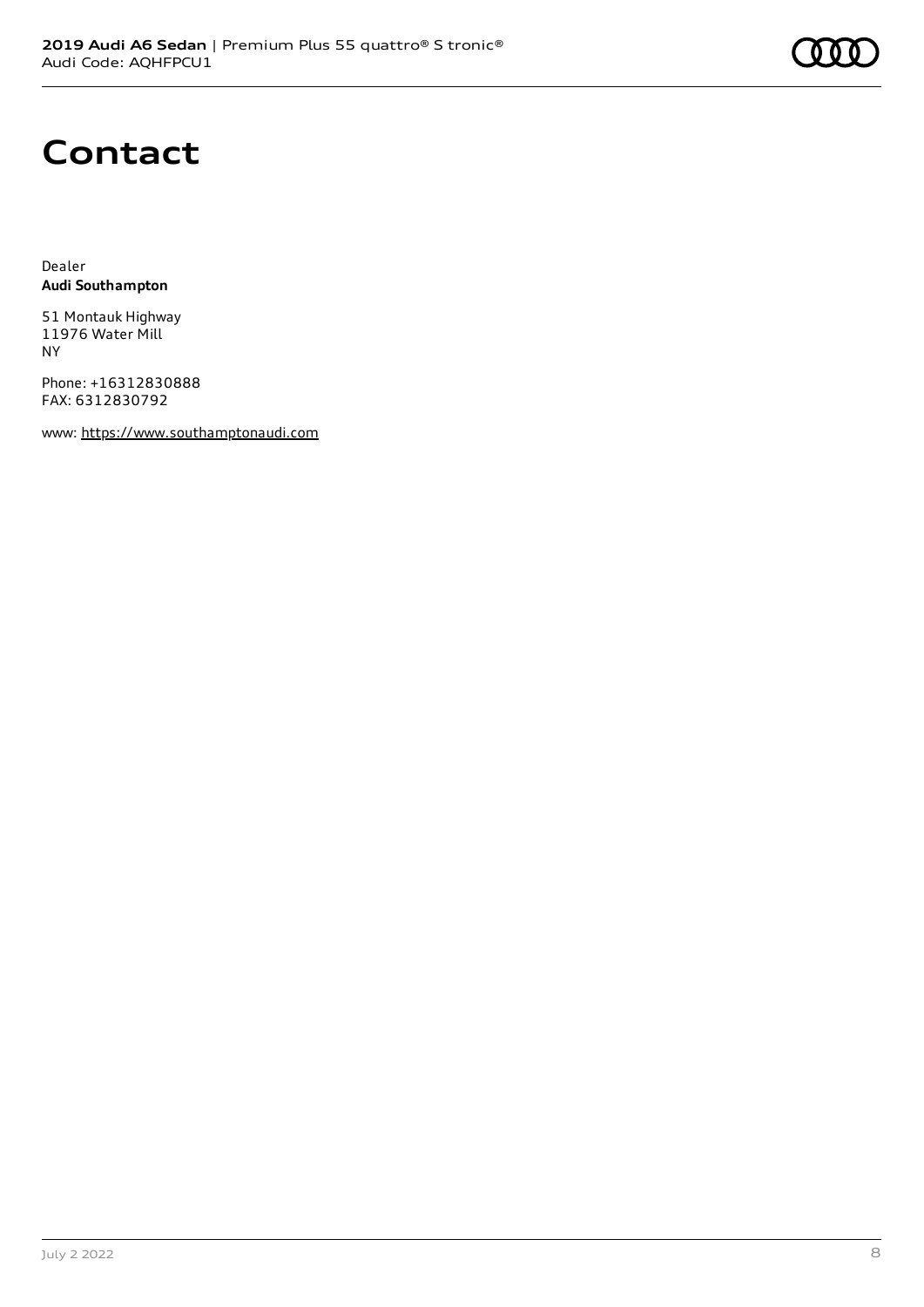# Contact

Dealer
**Audi Southampton**

51 Montauk Highway
11976 Water Mill
NY

Phone: +16312830888
FAX: 6312830792

www: https://www.southamptonaudi.com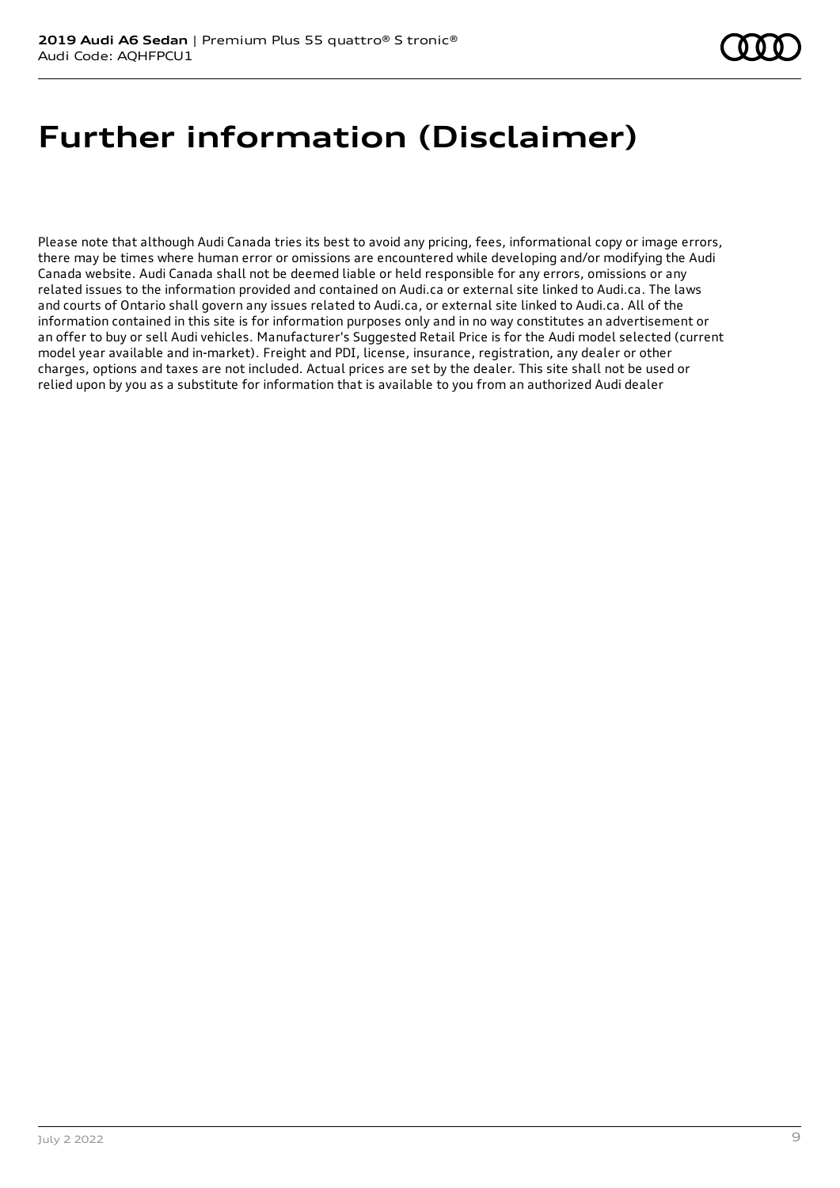# Further information (Disclaimer)

Please note that although Audi Canada tries its best to avoid any pricing, fees, informational copy or image errors, there may be times where human error or omissions are encountered while developing and/or modifying the Audi Canada website. Audi Canada shall not be deemed liable or held responsible for any errors, omissions or any related issues to the information provided and contained on Audi.ca or external site linked to Audi.ca. The laws and courts of Ontario shall govern any issues related to Audi.ca, or external site linked to Audi.ca. All of the information contained in this site is for information purposes only and in no way constitutes an advertisement or an offer to buy or sell Audi vehicles. Manufacturer's Suggested Retail Price is for the Audi model selected (current model year available and in-market). Freight and PDI, license, insurance, registration, any dealer or other charges, options and taxes are not included. Actual prices are set by the dealer. This site shall not be used or relied upon by you as a substitute for information that is available to you from an authorized Audi dealer